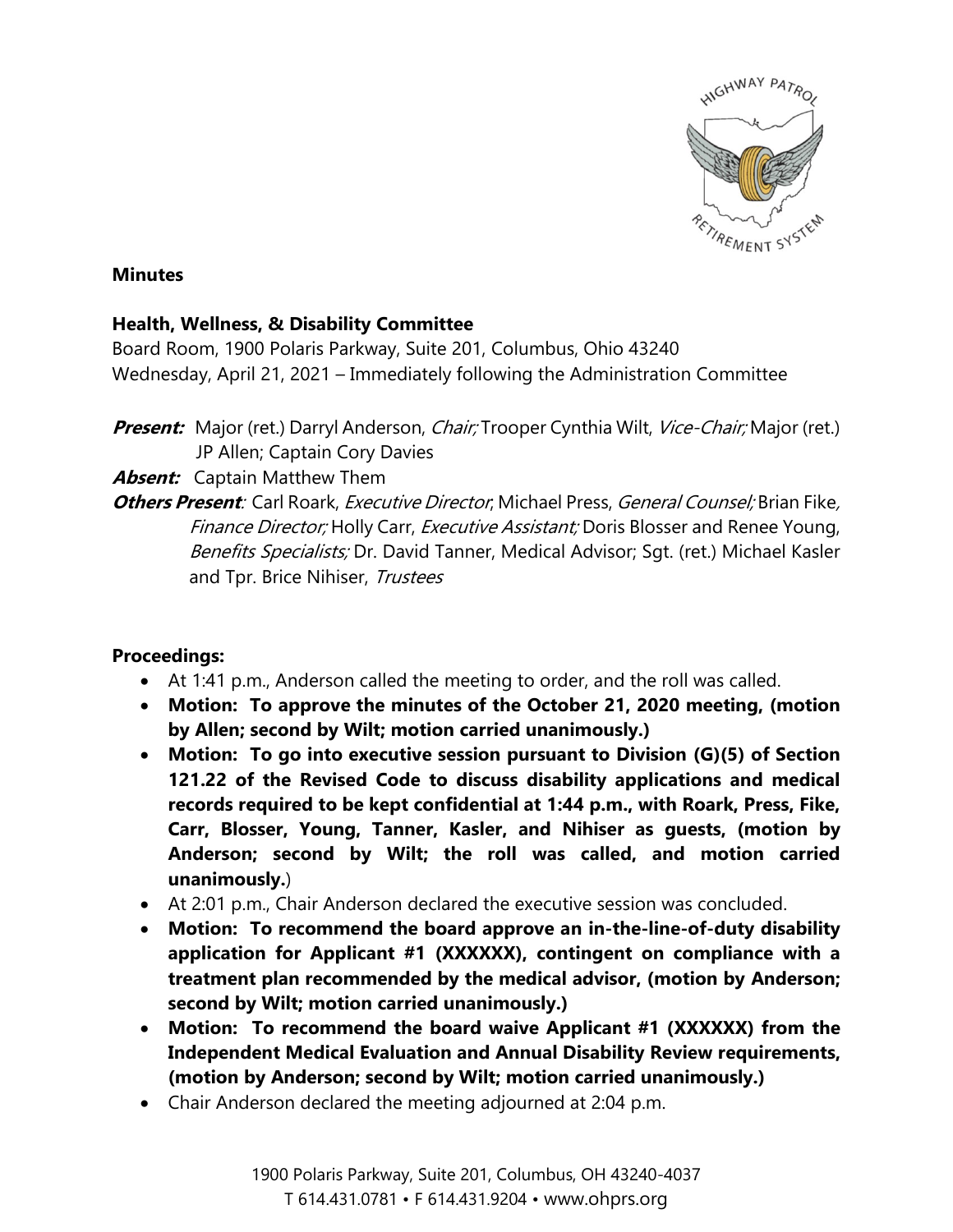## Minutes

### Health, Wellness, & Disability Committee

Board Room, 1900 Polaris Parkway, Suite 201, Columbus, Ohio 43240
Wednesday, April 21, 2021 – Immediately following the Administration Committee

***Present:*** Major (ret.) Darryl Anderson, *Chair;* Trooper Cynthia Wilt, *Vice-Chair;* Major (ret.) JP Allen; Captain Cory Davies

***Absent:*** Captain Matthew Them

***Others Present:*** Carl Roark, *Executive Director*, Michael Press, *General Counsel;* Brian Fike, *Finance Director;* Holly Carr, *Executive Assistant;* Doris Blosser and Renee Young, *Benefits Specialists;* Dr. David Tanner, Medical Advisor; Sgt. (ret.) Michael Kasler and Tpr. Brice Nihiser, *Trustees*

**Proceedings:**

- At 1:41 p.m., Anderson called the meeting to order, and the roll was called.
- **Motion: To approve the minutes of the October 21, 2020 meeting, (motion by Allen; second by Wilt; motion carried unanimously.)**
- **Motion: To go into executive session pursuant to Division (G)(5) of Section 121.22 of the Revised Code to discuss disability applications and medical records required to be kept confidential at 1:44 p.m., with Roark, Press, Fike, Carr, Blosser, Young, Tanner, Kasler, and Nihiser as guests, (motion by Anderson; second by Wilt; the roll was called, and motion carried unanimously.**)
- At 2:01 p.m., Chair Anderson declared the executive session was concluded.
- **Motion: To recommend the board approve an in-the-line-of-duty disability application for Applicant #1 (XXXXXX), contingent on compliance with a treatment plan recommended by the medical advisor, (motion by Anderson; second by Wilt; motion carried unanimously.)**
- **Motion: To recommend the board waive Applicant #1 (XXXXXX) from the Independent Medical Evaluation and Annual Disability Review requirements, (motion by Anderson; second by Wilt; motion carried unanimously.)**
- Chair Anderson declared the meeting adjourned at 2:04 p.m.

1900 Polaris Parkway, Suite 201, Columbus, OH 43240-4037
T 614.431.0781 • F 614.431.9204 • www.ohprs.org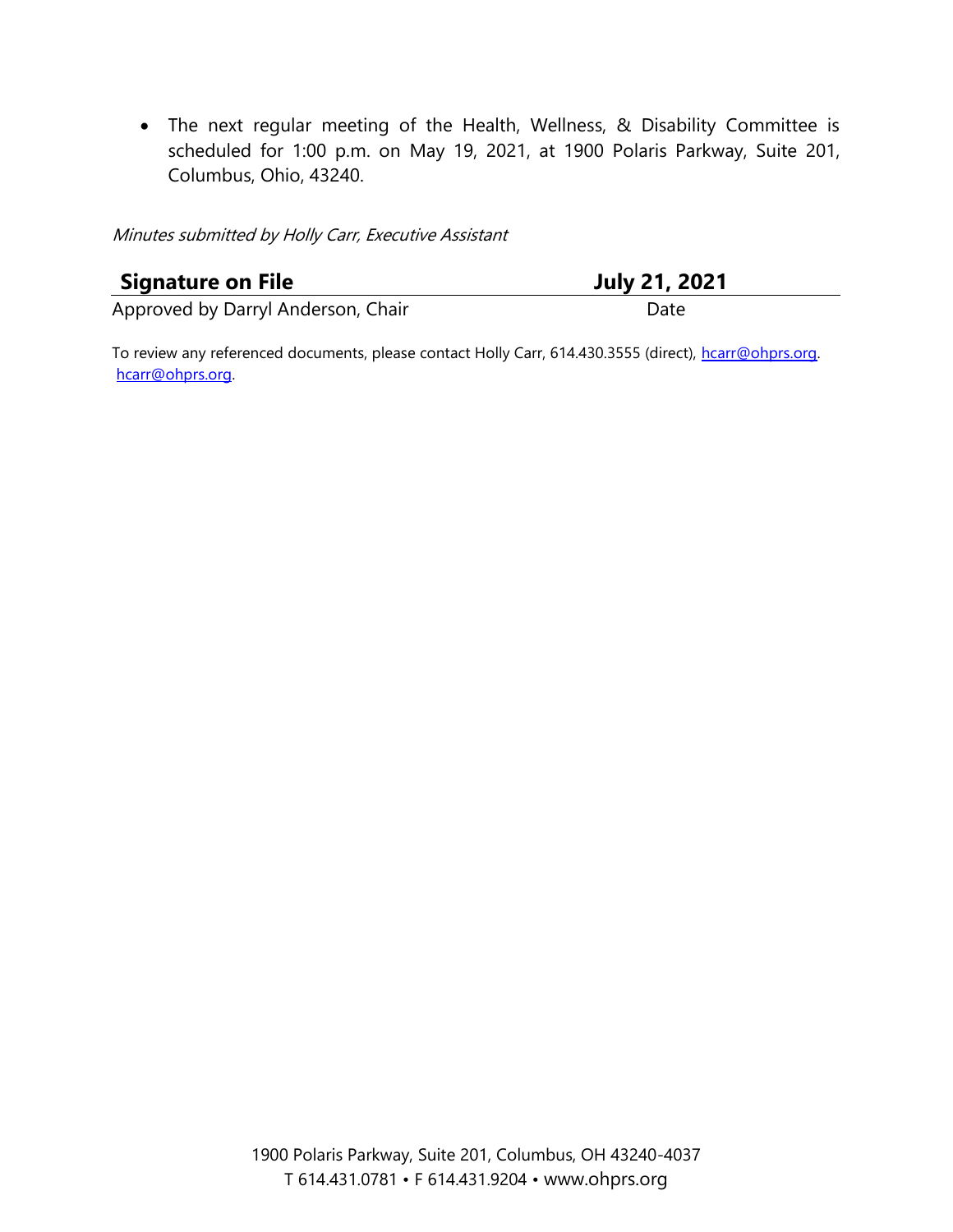- The next regular meeting of the Health, Wellness, & Disability Committee is scheduled for 1:00 p.m. on May 19, 2021, at 1900 Polaris Parkway, Suite 201, Columbus, Ohio, 43240.

*Minutes submitted by Holly Carr, Executive Assistant*

| **Signature on File** | **July 21, 2021** |
| --- | --- |
| Approved by Darryl Anderson, Chair | Date |

To review any referenced documents, please contact Holly Carr, 614.430.3555 (direct), hcarr@ohprs.org. hcarr@ohprs.org.

1900 Polaris Parkway, Suite 201, Columbus, OH 43240-4037
T 614.431.0781 • F 614.431.9204 • www.ohprs.org